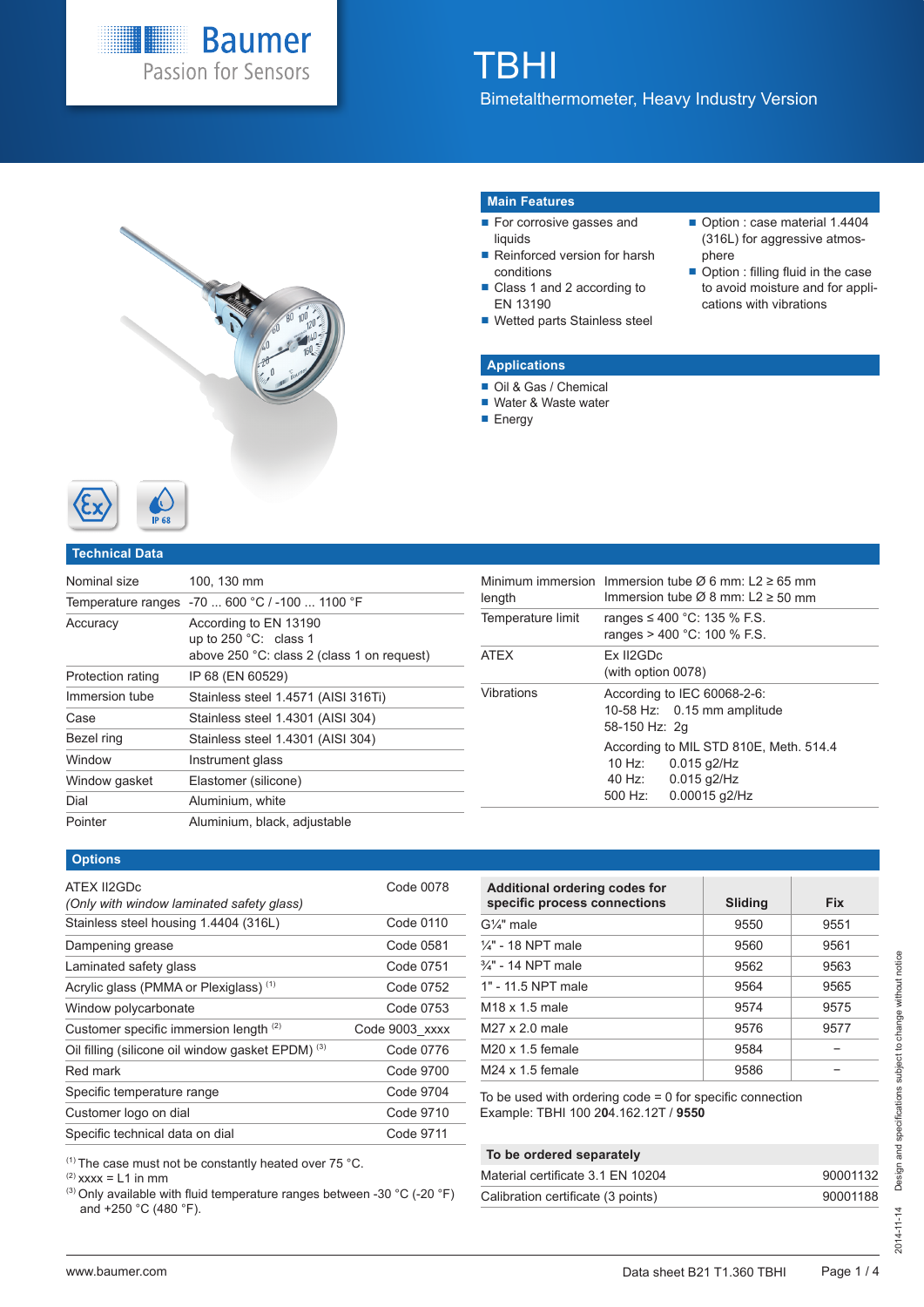# TBHI

Bimetalthermometer, Heavy Industry Version

## Main Features

- For corrosive gasses and liquids
- Reinforced version for harsh conditions
- Class 1 and 2 according to EN 13190
- Wetted parts Stainless steel
- Option : case material 1.4404 (316L) for aggressive atmosphere
- Option : filling fluid in the case to avoid moisture and for applications with vibrations

## Applications

- Oil & Gas / Chemical
- Water & Waste water
- Energy

## Technical Data

| | |
|---|---|
| Nominal size | 100, 130 mm |
| Temperature ranges | -70 ... 600 °C / -100 ... 1100 °F |
| Accuracy | According to EN 13190<br>up to 250 °C: class 1<br>above 250 °C: class 2 (class 1 on request) |
| Protection rating | IP 68 (EN 60529) |
| Immersion tube | Stainless steel 1.4571 (AISI 316Ti) |
| Case | Stainless steel 1.4301 (AISI 304) |
| Bezel ring | Stainless steel 1.4301 (AISI 304) |
| Window | Instrument glass |
| Window gasket | Elastomer (silicone) |
| Dial | Aluminium, white |
| Pointer | Aluminium, black, adjustable |
| Minimum immersion length | Immersion tube Ø 6 mm: L2 ≥ 65 mm<br>Immersion tube Ø 8 mm: L2 ≥ 50 mm |
| Temperature limit | ranges ≤ 400 °C: 135 % F.S.<br>ranges > 400 °C: 100 % F.S. |
| ATEX | Ex II2GDc<br>(with option 0078) |
| Vibrations | According to IEC 60068-2-6:<br>10-58 Hz: 0.15 mm amplitude<br>58-150 Hz: 2g<br><br>According to MIL STD 810E, Meth. 514.4<br>10 Hz: 0.015 g2/Hz<br>40 Hz: 0.015 g2/Hz<br>500 Hz: 0.00015 g2/Hz |

## Options

| | |
|---|---|
| ATEX II2GDc<br>*(Only with window laminated safety glass)* | Code 0078 |
| Stainless steel housing 1.4404 (316L) | Code 0110 |
| Dampening grease | Code 0581 |
| Laminated safety glass | Code 0751 |
| Acrylic glass (PMMA or Plexiglass) [1] | Code 0752 |
| Window polycarbonate | Code 0753 |
| Customer specific immersion length [2] | Code 9003_xxxx |
| Oil filling (silicone oil window gasket EPDM) [3] | Code 0776 |
| Red mark | Code 9700 |
| Specific temperature range | Code 9704 |
| Customer logo on dial | Code 9710 |
| Specific technical data on dial | Code 9711 |

[1] The case must not be constantly heated over 75 °C.
[2] xxxx = L1 in mm
[3] Only available with fluid temperature ranges between -30 °C (-20 °F) and +250 °C (480 °F).

| Additional ordering codes for specific process connections | Sliding | Fix |
|---|---|---|
| G¼" male | 9550 | 9551 |
| ¼" - 18 NPT male | 9560 | 9561 |
| ¾" - 14 NPT male | 9562 | 9563 |
| 1" - 11.5 NPT male | 9564 | 9565 |
| M18 x 1.5 male | 9574 | 9575 |
| M27 x 2.0 male | 9576 | 9577 |
| M20 x 1.5 female | 9584 | – |
| M24 x 1.5 female | 9586 | – |

To be used with ordering code = 0 for specific connection
Example: TBHI 100 2**0**4.162.12T / **9550**

| To be ordered separately | |
|---|---|
| Material certificate 3.1 EN 10204 | 90001132 |
| Calibration certificate (3 points) | 90001188 |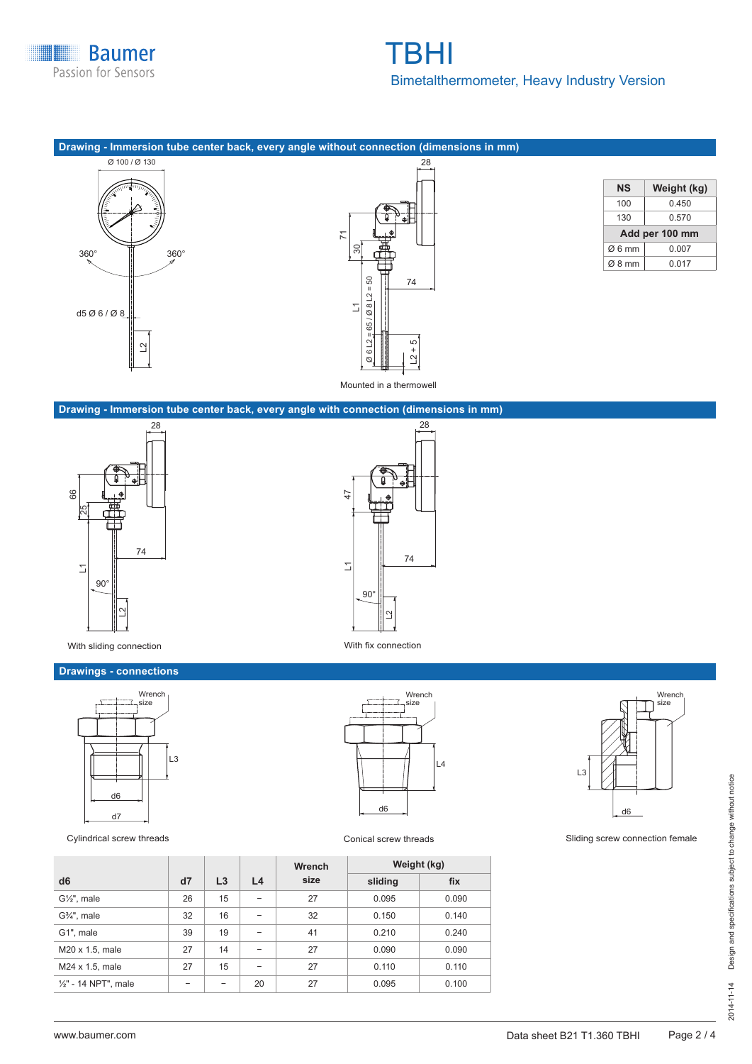## Drawing - Immersion tube center back, every angle without connection (dimensions in mm)

Ø 100 / Ø 130

360° 360°

d5 Ø 6 / Ø 8

L2

28

71

30

74

L1

Ø 6 L2 = 65 / Ø 8 L2 = 50

L2 + 5

Mounted in a thermowell

| NS | Weight (kg) |
|---|---|
| 100 | 0.450 |
| 130 | 0.570 |
| **Add per 100 mm** | |
| Ø 6 mm | 0.007 |
| Ø 8 mm | 0.017 |

## Drawing - Immersion tube center back, every angle with connection (dimensions in mm)

28

66

25

74

L1

90°

L2

With sliding connection

28

47

74

L1

90°

L2

With fix connection

## Drawings - connections

Wrench size

L3

d6

d7

Cylindrical screw threads

Wrench size

L4

d6

Conical screw threads

Wrench size

L3

d6

Sliding screw connection female

| d6 | d7 | L3 | L4 | Wrench size | Weight (kg) | |
|---|---|---|---|---|---|---|
| | | | | | sliding | fix |
| G½", male | 26 | 15 | – | 27 | 0.095 | 0.090 |
| G¾", male | 32 | 16 | – | 32 | 0.150 | 0.140 |
| G1", male | 39 | 19 | – | 41 | 0.210 | 0.240 |
| M20 x 1.5, male | 27 | 14 | – | 27 | 0.090 | 0.090 |
| M24 x 1.5, male | 27 | 15 | – | 27 | 0.110 | 0.110 |
| ½" - 14 NPT", male | – | – | 20 | 27 | 0.095 | 0.100 |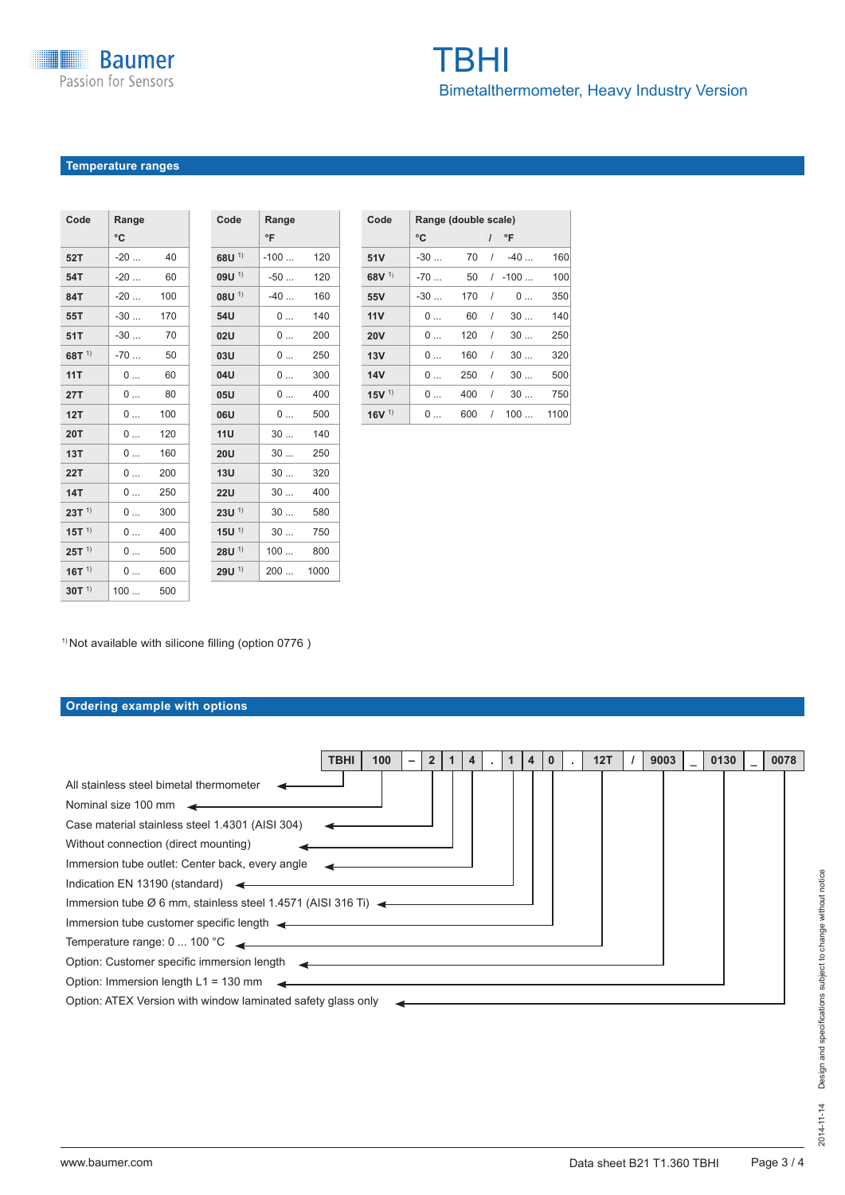## Temperature ranges

| Code | Range °C |
|---|---|
| 52T | -20 ... 40 |
| 54T | -20 ... 60 |
| 84T | -20 ... 100 |
| 55T | -30 ... 170 |
| 51T | -30 ... 70 |
| 68T [1] | -70 ... 50 |
| 11T | 0 ... 60 |
| 27T | 0 ... 80 |
| 12T | 0 ... 100 |
| 20T | 0 ... 120 |
| 13T | 0 ... 160 |
| 22T | 0 ... 200 |
| 14T | 0 ... 250 |
| 23T [1] | 0 ... 300 |
| 15T [1] | 0 ... 400 |
| 25T [1] | 0 ... 500 |
| 16T [1] | 0 ... 600 |
| 30T [1] | 100 ... 500 |

| Code | Range °F |
|---|---|
| 68U [1] | -100 ... 120 |
| 09U [1] | -50 ... 120 |
| 08U [1] | -40 ... 160 |
| 54U | 0 ... 140 |
| 02U | 0 ... 200 |
| 03U | 0 ... 250 |
| 04U | 0 ... 300 |
| 05U | 0 ... 400 |
| 06U | 0 ... 500 |
| 11U | 30 ... 140 |
| 20U | 30 ... 250 |
| 13U | 30 ... 320 |
| 22U | 30 ... 400 |
| 23U [1] | 30 ... 580 |
| 15U [1] | 30 ... 750 |
| 28U [1] | 100 ... 800 |
| 29U [1] | 200 ... 1000 |

| Code | Range (double scale) °C | / °F |
|---|---|---|
| 51V | -30 ... 70 | -40 ... 160 |
| 68V [1] | -70 ... 50 | -100 ... 100 |
| 55V | -30 ... 170 | 0 ... 350 |
| 11V | 0 ... 60 | 30 ... 140 |
| 20V | 0 ... 120 | 30 ... 250 |
| 13V | 0 ... 160 | 30 ... 320 |
| 14V | 0 ... 250 | 30 ... 500 |
| 15V [1] | 0 ... 400 | 30 ... 750 |
| 16V [1] | 0 ... 600 | 100 ... 1100 |

[1] Not available with silicone filling (option 0776 )

## Ordering example with options

| TBHI | 100 | – | 2 | 1 | 4 | . | 1 | 4 | 0 | . | 12T | / | 9003 | _ | 0130 | _ | 0078 |
|---|---|---|---|---|---|---|---|---|---|---|---|---|---|---|---|---|---|

- TBHI: All stainless steel bimetal thermometer
- 100: Nominal size 100 mm
- 2: Case material stainless steel 1.4301 (AISI 304)
- 1: Without connection (direct mounting)
- 4: Immersion tube outlet: Center back, every angle
- 1: Indication EN 13190 (standard)
- 4: Immersion tube Ø 6 mm, stainless steel 1.4571 (AISI 316 Ti)
- 0: Immersion tube customer specific length
- 12T: Temperature range: 0 ... 100 °C
- 9003: Option: Customer specific immersion length
- 0130: Option: Immersion length L1 = 130 mm
- 0078: Option: ATEX Version with window laminated safety glass only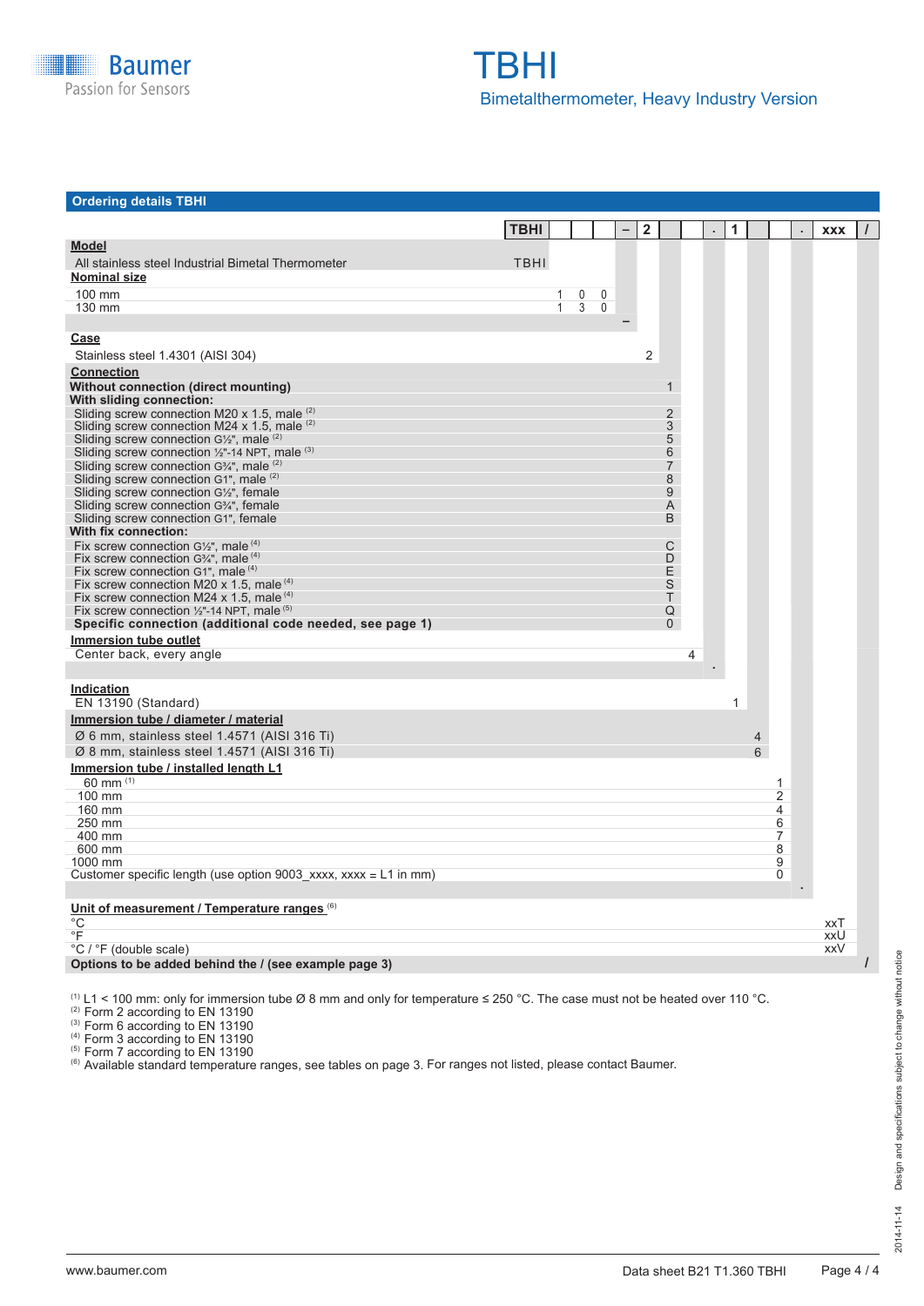# TBHI

## Bimetalthermometer, Heavy Industry Version

### Ordering details TBHI

| | | | | | | | | | | | | | | | |
|---|---|---|---|---|---|---|---|---|---|---|---|---|---|---|---|
| | TBHI | | | | – | 2 | | | . | 1 | | | . | xxx | / |
| **Model** | | | | | | | | | | | | | | | |
| All stainless steel Industrial Bimetal Thermometer | TBHI | | | | | | | | | | | | | | |
| **Nominal size** | | | | | | | | | | | | | | | |
| 100 mm | | 1 | 0 | 0 | | | | | | | | | | | |
| 130 mm | | 1 | 3 | 0 | | | | | | | | | | | |
| | | | | | – | | | | | | | | | | |
| **Case** | | | | | | | | | | | | | | | |
| Stainless steel 1.4301 (AISI 304) | | | | | | 2 | | | | | | | | | |
| **Connection** | | | | | | | | | | | | | | | |
| **Without connection (direct mounting)** | | | | | | | 1 | | | | | | | | |
| **With sliding connection:** | | | | | | | | | | | | | | | |
| Sliding screw connection M20 x 1.5, male [2] | | | | | | | 2 | | | | | | | | |
| Sliding screw connection M24 x 1.5, male [2] | | | | | | | 3 | | | | | | | | |
| Sliding screw connection G½", male [2] | | | | | | | 5 | | | | | | | | |
| Sliding screw connection ½"-14 NPT, male [3] | | | | | | | 6 | | | | | | | | |
| Sliding screw connection G¾", male [2] | | | | | | | 7 | | | | | | | | |
| Sliding screw connection G1", male [2] | | | | | | | 8 | | | | | | | | |
| Sliding screw connection G½", female | | | | | | | 9 | | | | | | | | |
| Sliding screw connection G¾", female | | | | | | | A | | | | | | | | |
| Sliding screw connection G1", female | | | | | | | B | | | | | | | | |
| **With fix connection:** | | | | | | | | | | | | | | | |
| Fix screw connection G½", male [4] | | | | | | | C | | | | | | | | |
| Fix screw connection G¾", male [4] | | | | | | | D | | | | | | | | |
| Fix screw connection G1", male [4] | | | | | | | E | | | | | | | | |
| Fix screw connection M20 x 1.5, male [4] | | | | | | | S | | | | | | | | |
| Fix screw connection M24 x 1.5, male [4] | | | | | | | T | | | | | | | | |
| Fix screw connection ½"-14 NPT, male [5] | | | | | | | Q | | | | | | | | |
| **Specific connection (additional code needed, see page 1)** | | | | | | | 0 | | | | | | | | |
| **Immersion tube outlet** | | | | | | | | | | | | | | | |
| Center back, every angle | | | | | | | | 4 | | | | | | | |
| | | | | | | | | | . | | | | | | |
| **Indication** | | | | | | | | | | | | | | | |
| EN 13190 (Standard) | | | | | | | | | | 1 | | | | | |
| **Immersion tube / diameter / material** | | | | | | | | | | | | | | | |
| Ø 6 mm, stainless steel 1.4571 (AISI 316 Ti) | | | | | | | | | | | 4 | | | | |
| Ø 8 mm, stainless steel 1.4571 (AISI 316 Ti) | | | | | | | | | | | 6 | | | | |
| **Immersion tube / installed length L1** | | | | | | | | | | | | | | | |
| 60 mm [1] | | | | | | | | | | | | 1 | | | |
| 100 mm | | | | | | | | | | | | 2 | | | |
| 160 mm | | | | | | | | | | | | 4 | | | |
| 250 mm | | | | | | | | | | | | 6 | | | |
| 400 mm | | | | | | | | | | | | 7 | | | |
| 600 mm | | | | | | | | | | | | 8 | | | |
| 1000 mm | | | | | | | | | | | | 9 | | | |
| Customer specific length (use option 9003_xxxx, xxxx = L1 in mm) | | | | | | | | | | | | 0 | | | |
| | | | | | | | | | | | | | . | | |
| **Unit of measurement / Temperature ranges** [6] | | | | | | | | | | | | | | | |
| °C | | | | | | | | | | | | | | xxT | |
| °F | | | | | | | | | | | | | | xxU | |
| °C / °F (double scale) | | | | | | | | | | | | | | xxV | |
| **Options to be added behind the / (see example page 3)** | | | | | | | | | | | | | | | / |

[1] L1 < 100 mm: only for immersion tube Ø 8 mm and only for temperature ≤ 250 °C. The case must not be heated over 110 °C.
[2] Form 2 according to EN 13190
[3] Form 6 according to EN 13190
[4] Form 3 according to EN 13190
[5] Form 7 according to EN 13190
[6] Available standard temperature ranges, see tables on page 3. For ranges not listed, please contact Baumer.